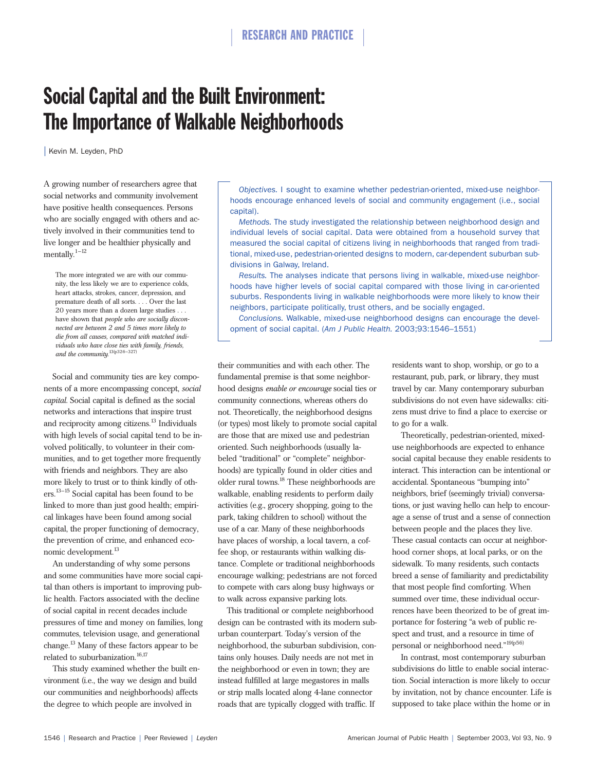# Social Capital and the Built Environment: The Importance of Walkable Neighborhoods

| Kevin M. Leyden, PhD

*Objectives.* I sought to examine whether pedestrian-oriented, mixed-use neighborhoods encourage enhanced levels of social and community engagement (i.e., social capital).

*Methods.* The study investigated the relationship between neighborhood design and individual levels of social capital. Data were obtained from a household survey that measured the social capital of citizens living in neighborhoods that ranged from traditional, mixed-use, pedestrian-oriented designs to modern, car-dependent suburban subdivisions in Galway, Ireland.

*Results.* The analyses indicate that persons living in walkable, mixed-use neighborhoods have higher levels of social capital compared with those living in car-oriented suburbs. Respondents living in walkable neighborhoods were more likely to know their neighbors, participate politically, trust others, and be socially engaged.

*Conclusions.* Walkable, mixed-use neighborhood designs can encourage the development of social capital. (*Am J Public Health.* 2003;93:1546–1551)

A growing number of researchers agree that social networks and community involvement have positive health consequences. Persons who are socially engaged with others and actively involved in their communities tend to live longer and be healthier physically and mentally.[1–12]

> The more integrated we are with our community, the less likely we are to experience colds, heart attacks, strokes, cancer, depression, and premature death of all sorts. . . . Over the last 20 years more than a dozen large studies . . . have shown that *people who are socially disconnected are between 2 and 5 times more likely to die from all causes, compared with matched individuals who have close ties with family, friends, and the community.*[13(p326–327)]

Social and community ties are key components of a more encompassing concept, *social capital*. Social capital is defined as the social networks and interactions that inspire trust and reciprocity among citizens.[13] Individuals with high levels of social capital tend to be involved politically, to volunteer in their communities, and to get together more frequently with friends and neighbors. They are also more likely to trust or to think kindly of others.[13–15] Social capital has been found to be linked to more than just good health; empirical linkages have been found among social capital, the proper functioning of democracy, the prevention of crime, and enhanced economic development.[13]

An understanding of why some persons and some communities have more social capital than others is important to improving public health. Factors associated with the decline of social capital in recent decades include pressures of time and money on families, long commutes, television usage, and generational change.[13] Many of these factors appear to be related to suburbanization.[16,17]

This study examined whether the built environment (i.e., the way we design and build our communities and neighborhoods) affects the degree to which people are involved in their communities and with each other. The fundamental premise is that some neighborhood designs *enable or encourage* social ties or community connections, whereas others do not. Theoretically, the neighborhood designs (or types) most likely to promote social capital are those that are mixed use and pedestrian oriented. Such neighborhoods (usually labeled "traditional" or "complete" neighborhoods) are typically found in older cities and older rural towns.[18] These neighborhoods are walkable, enabling residents to perform daily activities (e.g., grocery shopping, going to the park, taking children to school) without the use of a car. Many of these neighborhoods have places of worship, a local tavern, a coffee shop, or restaurants within walking distance. Complete or traditional neighborhoods encourage walking; pedestrians are not forced to compete with cars along busy highways or to walk across expansive parking lots.

This traditional or complete neighborhood design can be contrasted with its modern suburban counterpart. Today's version of the neighborhood, the suburban subdivision, contains only houses. Daily needs are not met in the neighborhood or even in town; they are instead fulfilled at large megastores in malls or strip malls located along 4-lane connector roads that are typically clogged with traffic. If residents want to shop, worship, or go to a restaurant, pub, park, or library, they must travel by car. Many contemporary suburban subdivisions do not even have sidewalks: citizens must drive to find a place to exercise or to go for a walk.

Theoretically, pedestrian-oriented, mixed-use neighborhoods are expected to enhance social capital because they enable residents to interact. This interaction can be intentional or accidental. Spontaneous "bumping into" neighbors, brief (seemingly trivial) conversations, or just waving hello can help to encourage a sense of trust and a sense of connection between people and the places they live. These casual contacts can occur at neighborhood corner shops, at local parks, or on the sidewalk. To many residents, such contacts breed a sense of familiarity and predictability that most people find comforting. When summed over time, these individual occurrences have been theorized to be of great importance for fostering "a web of public respect and trust, and a resource in time of personal or neighborhood need."[19(p56)]

In contrast, most contemporary suburban subdivisions do little to enable social interaction. Social interaction is more likely to occur by invitation, not by chance encounter. Life is supposed to take place within the home or in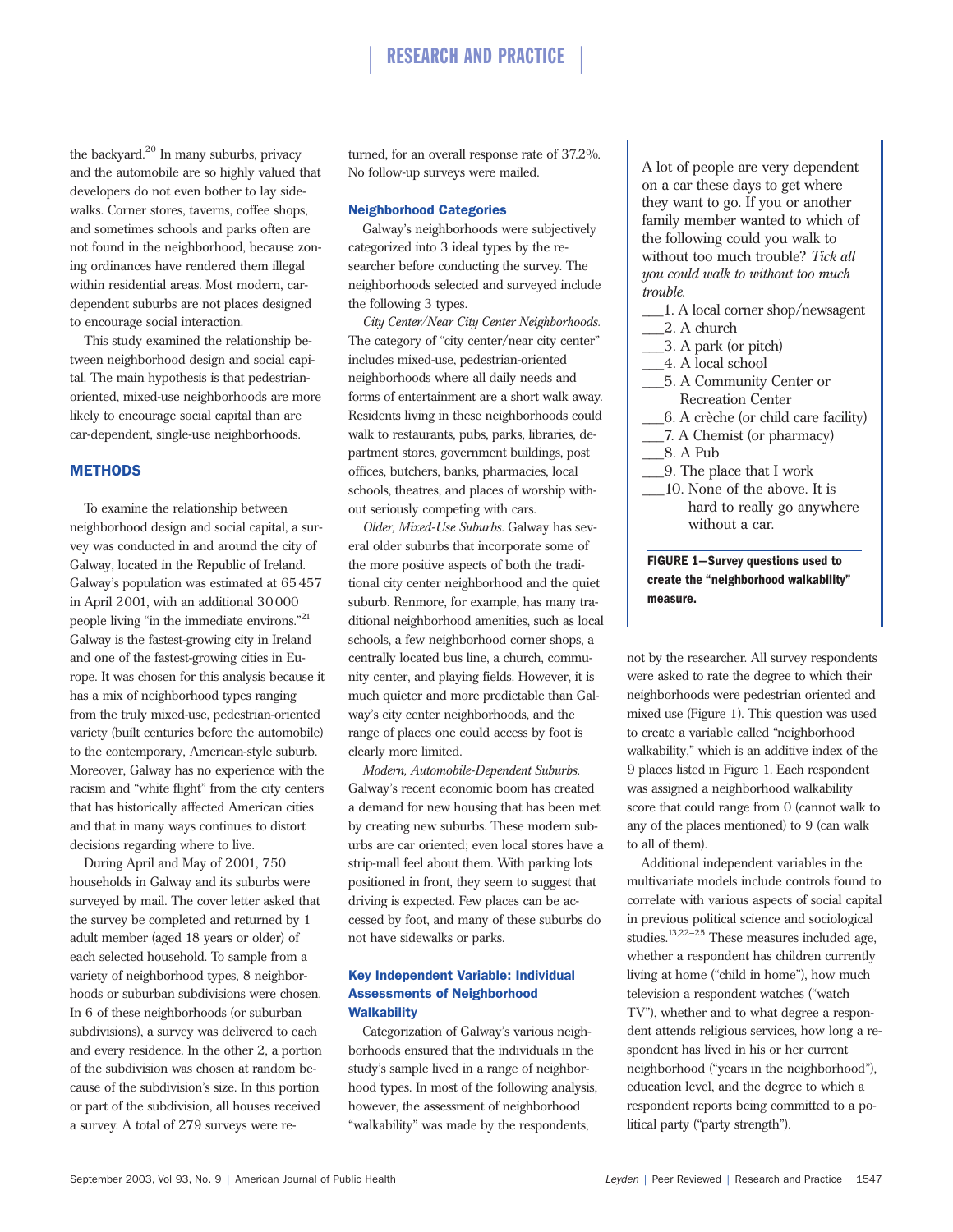the backyard.[20] In many suburbs, privacy and the automobile are so highly valued that developers do not even bother to lay sidewalks. Corner stores, taverns, coffee shops, and sometimes schools and parks often are not found in the neighborhood, because zoning ordinances have rendered them illegal within residential areas. Most modern, car-dependent suburbs are not places designed to encourage social interaction.

This study examined the relationship between neighborhood design and social capital. The main hypothesis is that pedestrian-oriented, mixed-use neighborhoods are more likely to encourage social capital than are car-dependent, single-use neighborhoods.

## METHODS

To examine the relationship between neighborhood design and social capital, a survey was conducted in and around the city of Galway, located in the Republic of Ireland. Galway's population was estimated at 65 457 in April 2001, with an additional 30 000 people living "in the immediate environs."[21] Galway is the fastest-growing city in Ireland and one of the fastest-growing cities in Europe. It was chosen for this analysis because it has a mix of neighborhood types ranging from the truly mixed-use, pedestrian-oriented variety (built centuries before the automobile) to the contemporary, American-style suburb. Moreover, Galway has no experience with the racism and "white flight" from the city centers that has historically affected American cities and that in many ways continues to distort decisions regarding where to live.

During April and May of 2001, 750 households in Galway and its suburbs were surveyed by mail. The cover letter asked that the survey be completed and returned by 1 adult member (aged 18 years or older) of each selected household. To sample from a variety of neighborhood types, 8 neighborhoods or suburban subdivisions were chosen. In 6 of these neighborhoods (or suburban subdivisions), a survey was delivered to each and every residence. In the other 2, a portion of the subdivision was chosen at random because of the subdivision's size. In this portion or part of the subdivision, all houses received a survey. A total of 279 surveys were returned, for an overall response rate of 37.2%. No follow-up surveys were mailed.

### Neighborhood Categories

Galway's neighborhoods were subjectively categorized into 3 ideal types by the researcher before conducting the survey. The neighborhoods selected and surveyed include the following 3 types.

*City Center/Near City Center Neighborhoods.* The category of "city center/near city center" includes mixed-use, pedestrian-oriented neighborhoods where all daily needs and forms of entertainment are a short walk away. Residents living in these neighborhoods could walk to restaurants, pubs, parks, libraries, department stores, government buildings, post offices, butchers, banks, pharmacies, local schools, theatres, and places of worship without seriously competing with cars.

*Older, Mixed-Use Suburbs.* Galway has several older suburbs that incorporate some of the more positive aspects of both the traditional city center neighborhood and the quiet suburb. Renmore, for example, has many traditional neighborhood amenities, such as local schools, a few neighborhood corner shops, a centrally located bus line, a church, community center, and playing fields. However, it is much quieter and more predictable than Galway's city center neighborhoods, and the range of places one could access by foot is clearly more limited.

*Modern, Automobile-Dependent Suburbs.* Galway's recent economic boom has created a demand for new housing that has been met by creating new suburbs. These modern suburbs are car oriented; even local stores have a strip-mall feel about them. With parking lots positioned in front, they seem to suggest that driving is expected. Few places can be accessed by foot, and many of these suburbs do not have sidewalks or parks.

### Key Independent Variable: Individual Assessments of Neighborhood Walkability

Categorization of Galway's various neighborhoods ensured that the individuals in the study's sample lived in a range of neighborhood types. In most of the following analysis, however, the assessment of neighborhood "walkability" was made by the respondents, not by the researcher. All survey respondents were asked to rate the degree to which their neighborhoods were pedestrian oriented and mixed use (Figure 1). This question was used to create a variable called "neighborhood walkability," which is an additive index of the 9 places listed in Figure 1. Each respondent was assigned a neighborhood walkability score that could range from 0 (cannot walk to any of the places mentioned) to 9 (can walk to all of them).

> A lot of people are very dependent on a car these days to get where they want to go. If you or another family member wanted to which of the following could you walk to without too much trouble? *Tick all you could walk to without too much trouble.*
>
> ___1. A local corner shop/newsagent
> ___2. A church
> ___3. A park (or pitch)
> ___4. A local school
> ___5. A Community Center or Recreation Center
> ___6. A crèche (or child care facility)
> ___7. A Chemist (or pharmacy)
> ___8. A Pub
> ___9. The place that I work
> ___10. None of the above. It is hard to really go anywhere without a car.

**FIGURE 1—Survey questions used to create the "neighborhood walkability" measure.**

Additional independent variables in the multivariate models include controls found to correlate with various aspects of social capital in previous political science and sociological studies.[13,22–25] These measures included age, whether a respondent has children currently living at home ("child in home"), how much television a respondent watches ("watch TV"), whether and to what degree a respondent attends religious services, how long a respondent has lived in his or her current neighborhood ("years in the neighborhood"), education level, and the degree to which a respondent reports being committed to a political party ("party strength").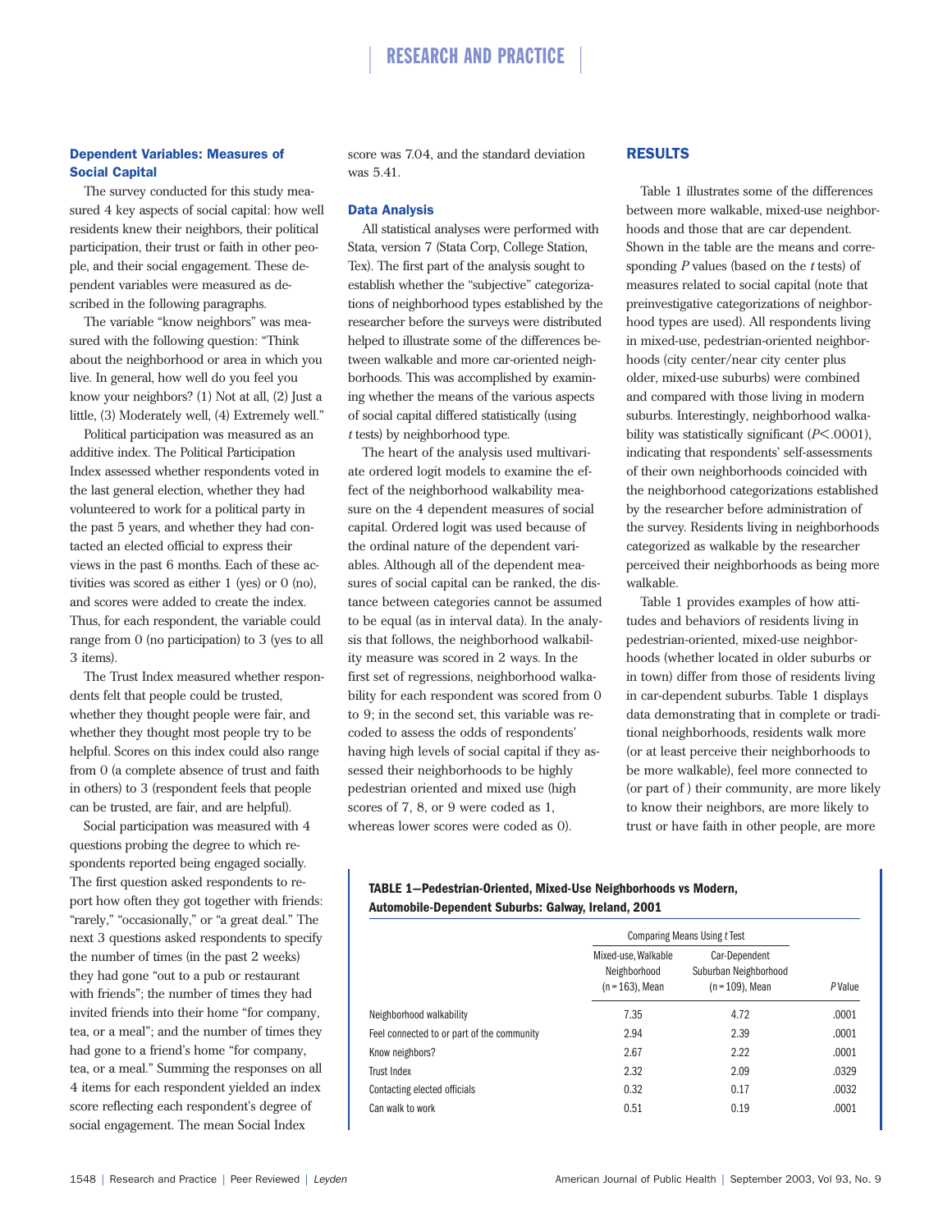### Dependent Variables: Measures of Social Capital

The survey conducted for this study measured 4 key aspects of social capital: how well residents knew their neighbors, their political participation, their trust or faith in other people, and their social engagement. These dependent variables were measured as described in the following paragraphs.

The variable "know neighbors" was measured with the following question: "Think about the neighborhood or area in which you live. In general, how well do you feel you know your neighbors? (1) Not at all, (2) Just a little, (3) Moderately well, (4) Extremely well."

Political participation was measured as an additive index. The Political Participation Index assessed whether respondents voted in the last general election, whether they had volunteered to work for a political party in the past 5 years, and whether they had contacted an elected official to express their views in the past 6 months. Each of these activities was scored as either 1 (yes) or 0 (no), and scores were added to create the index. Thus, for each respondent, the variable could range from 0 (no participation) to 3 (yes to all 3 items).

The Trust Index measured whether respondents felt that people could be trusted, whether they thought people were fair, and whether they thought most people try to be helpful. Scores on this index could also range from 0 (a complete absence of trust and faith in others) to 3 (respondent feels that people can be trusted, are fair, and are helpful).

Social participation was measured with 4 questions probing the degree to which respondents reported being engaged socially. The first question asked respondents to report how often they got together with friends: "rarely," "occasionally," or "a great deal." The next 3 questions asked respondents to specify the number of times (in the past 2 weeks) they had gone "out to a pub or restaurant with friends"; the number of times they had invited friends into their home "for company, tea, or a meal"; and the number of times they had gone to a friend's home "for company, tea, or a meal." Summing the responses on all 4 items for each respondent yielded an index score reflecting each respondent's degree of social engagement. The mean Social Index score was 7.04, and the standard deviation was 5.41.

### Data Analysis

All statistical analyses were performed with Stata, version 7 (Stata Corp, College Station, Tex). The first part of the analysis sought to establish whether the "subjective" categorizations of neighborhood types established by the researcher before the surveys were distributed helped to illustrate some of the differences between walkable and more car-oriented neighborhoods. This was accomplished by examining whether the means of the various aspects of social capital differed statistically (using *t* tests) by neighborhood type.

The heart of the analysis used multivariate ordered logit models to examine the effect of the neighborhood walkability measure on the 4 dependent measures of social capital. Ordered logit was used because of the ordinal nature of the dependent variables. Although all of the dependent measures of social capital can be ranked, the distance between categories cannot be assumed to be equal (as in interval data). In the analysis that follows, the neighborhood walkability measure was scored in 2 ways. In the first set of regressions, neighborhood walkability for each respondent was scored from 0 to 9; in the second set, this variable was recoded to assess the odds of respondents' having high levels of social capital if they assessed their neighborhoods to be highly pedestrian oriented and mixed use (high scores of 7, 8, or 9 were coded as 1, whereas lower scores were coded as 0).

## RESULTS

Table 1 illustrates some of the differences between more walkable, mixed-use neighborhoods and those that are car dependent. Shown in the table are the means and corresponding *P* values (based on the *t* tests) of measures related to social capital (note that preinvestigative categorizations of neighborhood types are used). All respondents living in mixed-use, pedestrian-oriented neighborhoods (city center/near city center plus older, mixed-use suburbs) were combined and compared with those living in modern suburbs. Interestingly, neighborhood walkability was statistically significant ($P<.0001$), indicating that respondents' self-assessments of their own neighborhoods coincided with the neighborhood categorizations established by the researcher before administration of the survey. Residents living in neighborhoods categorized as walkable by the researcher perceived their neighborhoods as being more walkable.

Table 1 provides examples of how attitudes and behaviors of residents living in pedestrian-oriented, mixed-use neighborhoods (whether located in older suburbs or in town) differ from those of residents living in car-dependent suburbs. Table 1 displays data demonstrating that in complete or traditional neighborhoods, residents walk more (or at least perceive their neighborhoods to be more walkable), feel more connected to (or part of ) their community, are more likely to know their neighbors, are more likely to trust or have faith in other people, are more

**TABLE 1—Pedestrian-Oriented, Mixed-Use Neighborhoods vs Modern, Automobile-Dependent Suburbs: Galway, Ireland, 2001**

| | Comparing Means Using *t* Test | | |
|---|---|---|---|
| | Mixed-use, Walkable Neighborhood (n = 163), Mean | Car-Dependent Suburban Neighborhood (n = 109), Mean | *P* Value |
| Neighborhood walkability | 7.35 | 4.72 | .0001 |
| Feel connected to or part of the community | 2.94 | 2.39 | .0001 |
| Know neighbors? | 2.67 | 2.22 | .0001 |
| Trust Index | 2.32 | 2.09 | .0329 |
| Contacting elected officials | 0.32 | 0.17 | .0032 |
| Can walk to work | 0.51 | 0.19 | .0001 |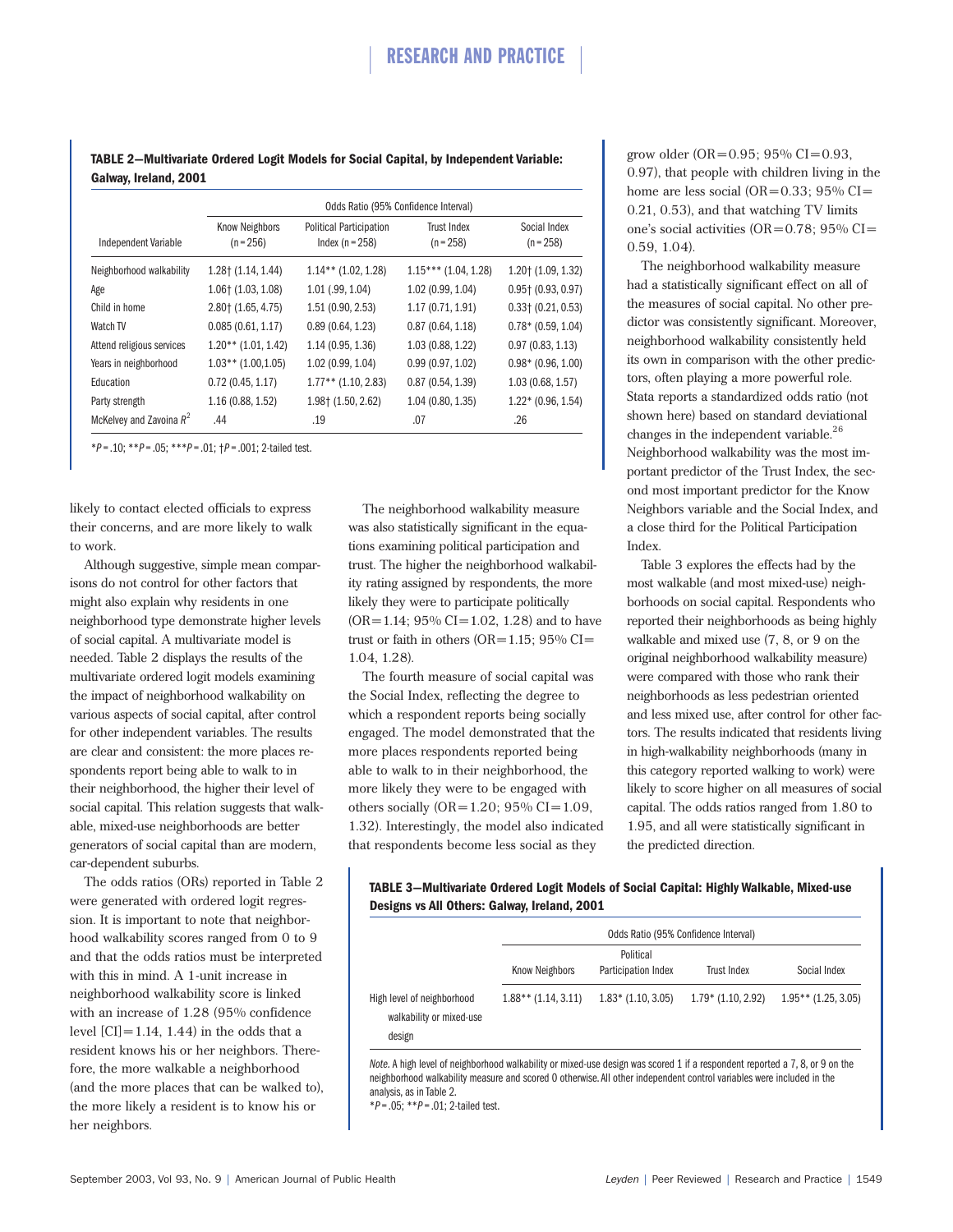**TABLE 2—Multivariate Ordered Logit Models for Social Capital, by Independent Variable: Galway, Ireland, 2001**

| | Odds Ratio (95% Confidence Interval) | | | |
|---|---|---|---|---|
| Independent Variable | Know Neighbors (n = 256) | Political Participation Index (n = 258) | Trust Index (n = 258) | Social Index (n = 258) |
| Neighborhood walkability | 1.28† (1.14, 1.44) | 1.14** (1.02, 1.28) | 1.15*** (1.04, 1.28) | 1.20† (1.09, 1.32) |
| Age | 1.06† (1.03, 1.08) | 1.01 (.99, 1.04) | 1.02 (0.99, 1.04) | 0.95† (0.93, 0.97) |
| Child in home | 2.80† (1.65, 4.75) | 1.51 (0.90, 2.53) | 1.17 (0.71, 1.91) | 0.33† (0.21, 0.53) |
| Watch TV | 0.085 (0.61, 1.17) | 0.89 (0.64, 1.23) | 0.87 (0.64, 1.18) | 0.78* (0.59, 1.04) |
| Attend religious services | 1.20** (1.01, 1.42) | 1.14 (0.95, 1.36) | 1.03 (0.88, 1.22) | 0.97 (0.83, 1.13) |
| Years in neighborhood | 1.03** (1.00,1.05) | 1.02 (0.99, 1.04) | 0.99 (0.97, 1.02) | 0.98* (0.96, 1.00) |
| Education | 0.72 (0.45, 1.17) | 1.77** (1.10, 2.83) | 0.87 (0.54, 1.39) | 1.03 (0.68, 1.57) |
| Party strength | 1.16 (0.88, 1.52) | 1.98† (1.50, 2.62) | 1.04 (0.80, 1.35) | 1.22* (0.96, 1.54) |
| McKelvey and Zavoina $R^2$ | .44 | .19 | .07 | .26 |

*$P$ = .10; **$P$ = .05; ***$P$ = .01; †$P$ = .001; 2-tailed test.

likely to contact elected officials to express their concerns, and are more likely to walk to work.

Although suggestive, simple mean comparisons do not control for other factors that might also explain why residents in one neighborhood type demonstrate higher levels of social capital. A multivariate model is needed. Table 2 displays the results of the multivariate ordered logit models examining the impact of neighborhood walkability on various aspects of social capital, after control for other independent variables. The results are clear and consistent: the more places respondents report being able to walk to in their neighborhood, the higher their level of social capital. This relation suggests that walkable, mixed-use neighborhoods are better generators of social capital than are modern, car-dependent suburbs.

The odds ratios (ORs) reported in Table 2 were generated with ordered logit regression. It is important to note that neighborhood walkability scores ranged from 0 to 9 and that the odds ratios must be interpreted with this in mind. A 1-unit increase in neighborhood walkability score is linked with an increase of 1.28 (95% confidence level [CI] = 1.14, 1.44) in the odds that a resident knows his or her neighbors. Therefore, the more walkable a neighborhood (and the more places that can be walked to), the more likely a resident is to know his or her neighbors.

The neighborhood walkability measure was also statistically significant in the equations examining political participation and trust. The higher the neighborhood walkability rating assigned by respondents, the more likely they were to participate politically (OR = 1.14; 95% CI = 1.02, 1.28) and to have trust or faith in others (OR = 1.15; 95% CI = 1.04, 1.28).

The fourth measure of social capital was the Social Index, reflecting the degree to which a respondent reports being socially engaged. The model demonstrated that the more places respondents reported being able to walk to in their neighborhood, the more likely they were to be engaged with others socially (OR = 1.20; 95% CI = 1.09, 1.32). Interestingly, the model also indicated that respondents become less social as they grow older (OR = 0.95; 95% CI = 0.93, 0.97), that people with children living in the home are less social (OR = 0.33; 95% CI = 0.21, 0.53), and that watching TV limits one's social activities (OR = 0.78; 95% CI = 0.59, 1.04).

The neighborhood walkability measure had a statistically significant effect on all of the measures of social capital. No other predictor was consistently significant. Moreover, neighborhood walkability consistently held its own in comparison with the other predictors, often playing a more powerful role. Stata reports a standardized odds ratio (not shown here) based on standard deviational changes in the independent variable.[26] Neighborhood walkability was the most important predictor of the Trust Index, the second most important predictor for the Know Neighbors variable and the Social Index, and a close third for the Political Participation Index.

Table 3 explores the effects had by the most walkable (and most mixed-use) neighborhoods on social capital. Respondents who reported their neighborhoods as being highly walkable and mixed use (7, 8, or 9 on the original neighborhood walkability measure) were compared with those who rank their neighborhoods as less pedestrian oriented and less mixed use, after control for other factors. The results indicated that residents living in high-walkability neighborhoods (many in this category reported walking to work) were likely to score higher on all measures of social capital. The odds ratios ranged from 1.80 to 1.95, and all were statistically significant in the predicted direction.

**TABLE 3—Multivariate Ordered Logit Models of Social Capital: Highly Walkable, Mixed-use Designs vs All Others: Galway, Ireland, 2001**

| | Odds Ratio (95% Confidence Interval) | | | |
|---|---|---|---|---|
| | Know Neighbors | Political Participation Index | Trust Index | Social Index |
| High level of neighborhood walkability or mixed-use design | 1.88** (1.14, 3.11) | 1.83* (1.10, 3.05) | 1.79* (1.10, 2.92) | 1.95** (1.25, 3.05) |

*Note.* A high level of neighborhood walkability or mixed-use design was scored 1 if a respondent reported a 7, 8, or 9 on the neighborhood walkability measure and scored 0 otherwise. All other independent control variables were included in the analysis, as in Table 2.
*$P$ = .05; **$P$ = .01; 2-tailed test.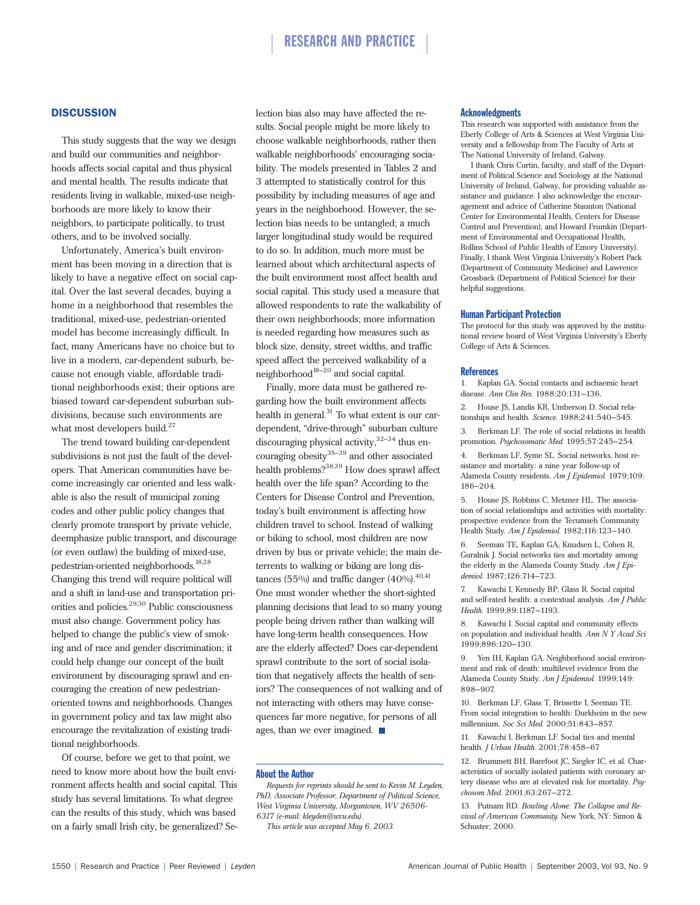## DISCUSSION

This study suggests that the way we design and build our communities and neighborhoods affects social capital and thus physical and mental health. The results indicate that residents living in walkable, mixed-use neighborhoods are more likely to know their neighbors, to participate politically, to trust others, and to be involved socially.

Unfortunately, America's built environment has been moving in a direction that is likely to have a negative effect on social capital. Over the last several decades, buying a home in a neighborhood that resembles the traditional, mixed-use, pedestrian-oriented model has become increasingly difficult. In fact, many Americans have no choice but to live in a modern, car-dependent suburb, because not enough viable, affordable traditional neighborhoods exist; their options are biased toward car-dependent suburban subdivisions, because such environments are what most developers build.[27]

The trend toward building car-dependent subdivisions is not just the fault of the developers. That American communities have become increasingly car oriented and less walkable is also the result of municipal zoning codes and other public policy changes that clearly promote transport by private vehicle, deemphasize public transport, and discourage (or even outlaw) the building of mixed-use, pedestrian-oriented neighborhoods.[18,28] Changing this trend will require political will and a shift in land-use and transportation priorities and policies.[29,30] Public consciousness must also change. Government policy has helped to change the public's view of smoking and of race and gender discrimination; it could help change our concept of the built environment by discouraging sprawl and encouraging the creation of new pedestrian-oriented towns and neighborhoods. Changes in government policy and tax law might also encourage the revitalization of existing traditional neighborhoods.

Of course, before we get to that point, we need to know more about how the built environment affects health and social capital. This study has several limitations. To what degree can the results of this study, which was based on a fairly small Irish city, be generalized? Selection bias also may have affected the results. Social people might be more likely to choose walkable neighborhoods, rather then walkable neighborhoods' encouraging sociability. The models presented in Tables 2 and 3 attempted to statistically control for this possibility by including measures of age and years in the neighborhood. However, the selection bias needs to be untangled; a much larger longitudinal study would be required to do so. In addition, much more must be learned about which architectural aspects of the built environment most affect health and social capital. This study used a measure that allowed respondents to rate the walkability of their own neighborhoods; more information is needed regarding how measures such as block size, density, street widths, and traffic speed affect the perceived walkability of a neighborhood[18–20] and social capital.

Finally, more data must be gathered regarding how the built environment affects health in general.[31] To what extent is our car-dependent, "drive-through" suburban culture discouraging physical activity,[32–34] thus encouraging obesity[35–39] and other associated health problems?[38,39] How does sprawl affect health over the life span? According to the Centers for Disease Control and Prevention, today's built environment is affecting how children travel to school. Instead of walking or biking to school, most children are now driven by bus or private vehicle; the main deterrents to walking or biking are long distances (55%) and traffic danger (40%).[40,41] One must wonder whether the short-sighted planning decisions that lead to so many young people being driven rather than walking will have long-term health consequences. How are the elderly affected? Does car-dependent sprawl contribute to the sort of social isolation that negatively affects the health of seniors? The consequences of not walking and of not interacting with others may have consequences far more negative, for persons of all ages, than we ever imagined. ■

### About the Author

*Requests for reprints should be sent to Kevin M. Leyden, PhD, Associate Professor, Department of Political Science, West Virginia University, Morgantown, WV 26506-6317 (e-mail: kleyden@wvu.edu).*

*This article was accepted May 6, 2003.*

### Acknowledgments

This research was supported with assistance from the Eberly College of Arts & Sciences at West Virginia University and a fellowship from The Faculty of Arts at The National University of Ireland, Galway.

I thank Chris Curtin, faculty, and staff of the Department of Political Science and Sociology at the National University of Ireland, Galway, for providing valuable assistance and guidance. I also acknowledge the encouragement and advice of Catherine Staunton (National Center for Environmental Health, Centers for Disease Control and Prevention), and Howard Frumkin (Department of Environmental and Occupational Health, Rollins School of Public Health of Emory University). Finally, I thank West Virginia University's Robert Pack (Department of Community Medicine) and Lawrence Grossback (Department of Political Science) for their helpful suggestions.

### Human Participant Protection

The protocol for this study was approved by the institutional review board of West Virginia University's Eberly College of Arts & Sciences.

### References

1. Kaplan GA. Social contacts and ischaemic heart disease. *Ann Clin Res.* 1988;20:131–136.
2. House JS, Landis KR, Umberson D. Social relationships and health. *Science.* 1988;241:540–545.
3. Berkman LF. The role of social relations in health promotion. *Psychosomatic Med.* 1995;57:245–254.
4. Berkman LF, Syme SL. Social networks, host resistance and mortality: a nine year follow-up of Alameda County residents. *Am J Epidemiol.* 1979;109:186–204.
5. House JS, Robbins C, Metzner HL. The association of social relationships and activities with mortality: prospective evidence from the Tecumseh Community Health Study. *Am J Epidemiol.* 1982;116:123–140.
6. Seeman TE, Kaplan GA, Knudsen L, Cohen R, Guralnik J. Social networks ties and mortality among the elderly in the Alameda County Study. *Am J Epidemiol.* 1987;126:714–723.
7. Kawachi I, Kennedy BP, Glass R. Social capital and self-rated health: a contextual analysis. *Am J Public Health.* 1999;89:1187–1193.
8. Kawachi I. Social capital and community effects on population and individual health. *Ann N Y Acad Sci.* 1999;896:120–130.
9. Yen IH, Kaplan GA. Neighborhood social environment and risk of death: multilevel evidence from the Alameda County Study. *Am J Epidemiol.* 1999;149:898–907.
10. Berkman LF, Glass T, Brissette I, Seeman TE. From social integration to health: Durkheim in the new millennium. *Soc Sci Med.* 2000;51:843–857.
11. Kawachi I, Berkman LF. Social ties and mental health. *J Urban Health.* 2001;78:458–67
12. Brummett BH, Barefoot JC, Siegler IC, et al. Characteristics of socially isolated patients with coronary artery disease who are at elevated risk for mortality. *Psychosom Med.* 2001;63:267–272.
13. Putnam RD. *Bowling Alone: The Collapse and Revival of American Community.* New York, NY: Simon & Schuster; 2000.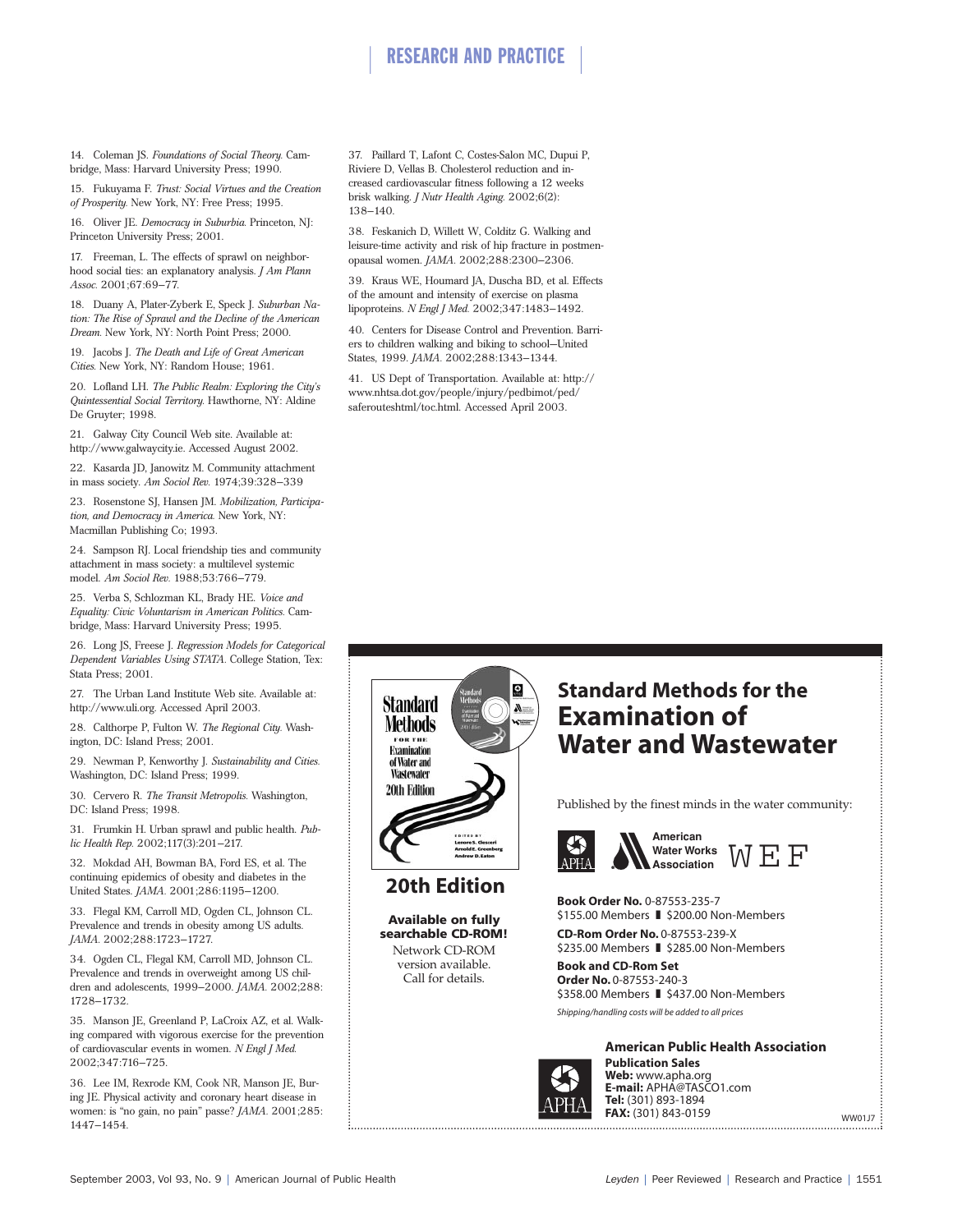14. Coleman JS. *Foundations of Social Theory.* Cambridge, Mass: Harvard University Press; 1990.

15. Fukuyama F. *Trust: Social Virtues and the Creation of Prosperity.* New York, NY: Free Press; 1995.

16. Oliver JE. *Democracy in Suburbia.* Princeton, NJ: Princeton University Press; 2001.

17. Freeman, L. The effects of sprawl on neighborhood social ties: an explanatory analysis. *J Am Plann Assoc.* 2001;67:69–77.

18. Duany A, Plater-Zyberk E, Speck J. *Suburban Nation: The Rise of Sprawl and the Decline of the American Dream.* New York, NY: North Point Press; 2000.

19. Jacobs J. *The Death and Life of Great American Cities.* New York, NY: Random House; 1961.

20. Lofland LH. *The Public Realm: Exploring the City's Quintessential Social Territory.* Hawthorne, NY: Aldine De Gruyter; 1998.

21. Galway City Council Web site. Available at: http://www.galwaycity.ie. Accessed August 2002.

22. Kasarda JD, Janowitz M. Community attachment in mass society. *Am Sociol Rev.* 1974;39:328–339

23. Rosenstone SJ, Hansen JM. *Mobilization, Participation, and Democracy in America.* New York, NY: Macmillan Publishing Co; 1993.

24. Sampson RJ. Local friendship ties and community attachment in mass society: a multilevel systemic model. *Am Sociol Rev.* 1988;53:766–779.

25. Verba S, Schlozman KL, Brady HE. *Voice and Equality: Civic Voluntarism in American Politics.* Cambridge, Mass: Harvard University Press; 1995.

26. Long JS, Freese J. *Regression Models for Categorical Dependent Variables Using STATA.* College Station, Tex: Stata Press; 2001.

27. The Urban Land Institute Web site. Available at: http://www.uli.org. Accessed April 2003.

28. Calthorpe P, Fulton W. *The Regional City.* Washington, DC: Island Press; 2001.

29. Newman P, Kenworthy J. *Sustainability and Cities.* Washington, DC: Island Press; 1999.

30. Cervero R. *The Transit Metropolis.* Washington, DC: Island Press; 1998.

31. Frumkin H. Urban sprawl and public health. *Public Health Rep.* 2002;117(3):201–217.

32. Mokdad AH, Bowman BA, Ford ES, et al. The continuing epidemics of obesity and diabetes in the United States. *JAMA.* 2001;286:1195–1200.

33. Flegal KM, Carroll MD, Ogden CL, Johnson CL. Prevalence and trends in obesity among US adults. *JAMA.* 2002;288:1723–1727.

34. Ogden CL, Flegal KM, Carroll MD, Johnson CL. Prevalence and trends in overweight among US children and adolescents, 1999–2000. *JAMA.* 2002;288:1728–1732.

35. Manson JE, Greenland P, LaCroix AZ, et al. Walking compared with vigorous exercise for the prevention of cardiovascular events in women. *N Engl J Med.* 2002;347:716–725.

36. Lee IM, Rexrode KM, Cook NR, Manson JE, Buring JE. Physical activity and coronary heart disease in women: is "no gain, no pain" passe? *JAMA.* 2001;285:1447–1454.

37. Paillard T, Lafont C, Costes-Salon MC, Dupui P, Riviere D, Vellas B. Cholesterol reduction and increased cardiovascular fitness following a 12 weeks brisk walking. *J Nutr Health Aging.* 2002;6(2):138–140.

38. Feskanich D, Willett W, Colditz G. Walking and leisure-time activity and risk of hip fracture in postmenopausal women. *JAMA.* 2002;288:2300–2306.

39. Kraus WE, Houmard JA, Duscha BD, et al. Effects of the amount and intensity of exercise on plasma lipoproteins. *N Engl J Med.* 2002;347:1483–1492.

40. Centers for Disease Control and Prevention. Barriers to children walking and biking to school—United States, 1999. *JAMA.* 2002;288:1343–1344.

41. US Dept of Transportation. Available at: http://www.nhtsa.dot.gov/people/injury/pedbimot/ped/saferouteshtml/toc.html. Accessed April 2003.

## Standard Methods for the Examination of Water and Wastewater

**20th Edition**

**Available on fully searchable CD-ROM!**
Network CD-ROM version available. Call for details.

Published by the finest minds in the water community:

APHA | American Water Works Association | WEF

**Book Order No.** 0-87553-235-7
$155.00 Members | $200.00 Non-Members

**CD-Rom Order No.** 0-87553-239-X
$235.00 Members | $285.00 Non-Members

**Book and CD-Rom Set Order No.** 0-87553-240-3
$358.00 Members | $437.00 Non-Members

*Shipping/handling costs will be added to all prices*

**American Public Health Association**
**Publication Sales**
**Web:** www.apha.org
**E-mail:** APHA@TASCO1.com
**Tel:** (301) 893-1894
**FAX:** (301) 843-0159

WW01J7